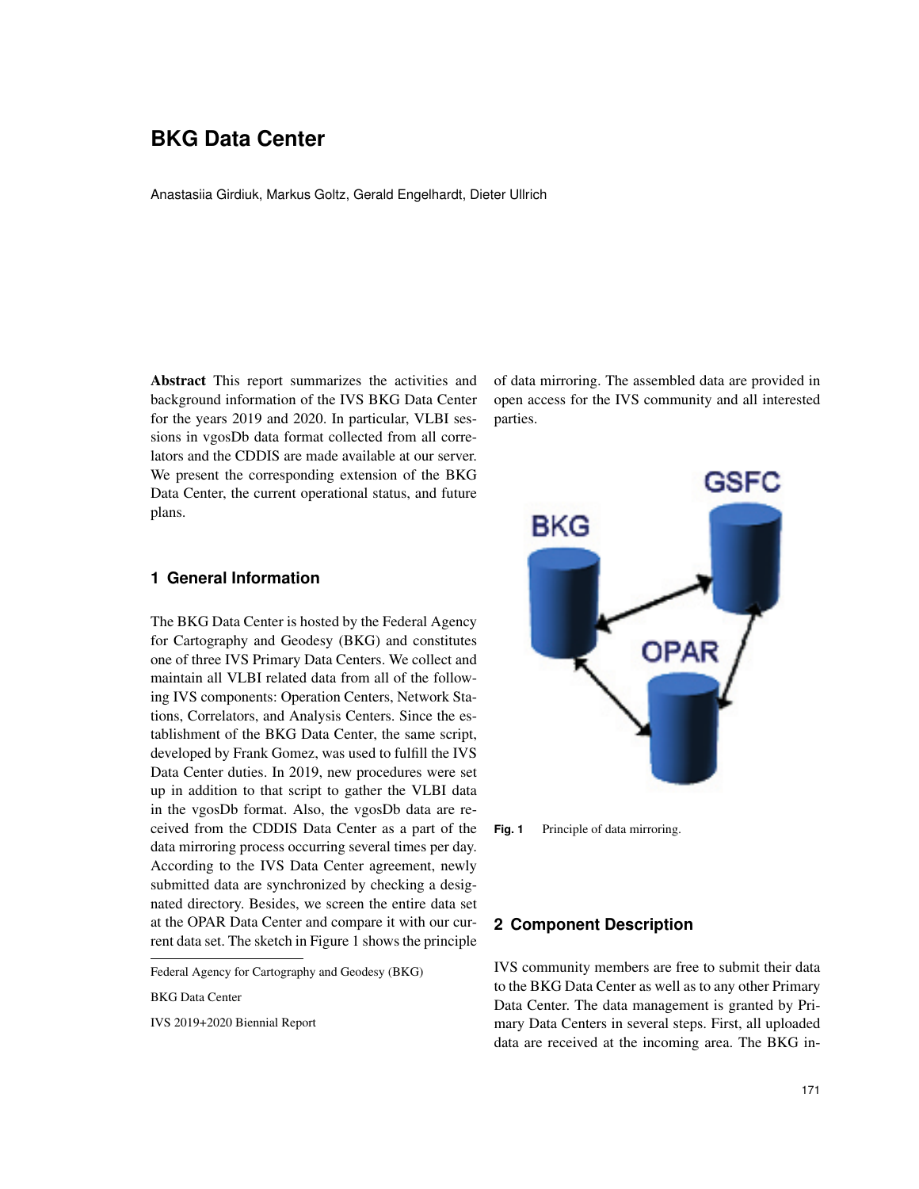# BKG Data Center

Anastasiia Girdiuk, Markus Goltz, Gerald Engelhardt, Dieter Ullrich

**Abstract** This report summarizes the activities and background information of the IVS BKG Data Center for the years 2019 and 2020. In particular, VLBI sessions in vgosDb data format collected from all correlators and the CDDIS are made available at our server. We present the corresponding extension of the BKG Data Center, the current operational status, and future plans.

## 1 General Information

The BKG Data Center is hosted by the Federal Agency for Cartography and Geodesy (BKG) and constitutes one of three IVS Primary Data Centers. We collect and maintain all VLBI related data from all of the following IVS components: Operation Centers, Network Stations, Correlators, and Analysis Centers. Since the establishment of the BKG Data Center, the same script, developed by Frank Gomez, was used to fulfill the IVS Data Center duties. In 2019, new procedures were set up in addition to that script to gather the VLBI data in the vgosDb format. Also, the vgosDb data are received from the CDDIS Data Center as a part of the data mirroring process occurring several times per day. According to the IVS Data Center agreement, newly submitted data are synchronized by checking a designated directory. Besides, we screen the entire data set at the OPAR Data Center and compare it with our current data set. The sketch in Figure 1 shows the principle of data mirroring. The assembled data are provided in open access for the IVS community and all interested parties.

**Fig. 1** Principle of data mirroring.

Federal Agency for Cartography and Geodesy (BKG)

BKG Data Center

IVS 2019+2020 Biennial Report

## 2 Component Description

IVS community members are free to submit their data to the BKG Data Center as well as to any other Primary Data Center. The data management is granted by Primary Data Centers in several steps. First, all uploaded data are received at the incoming area. The BKG in-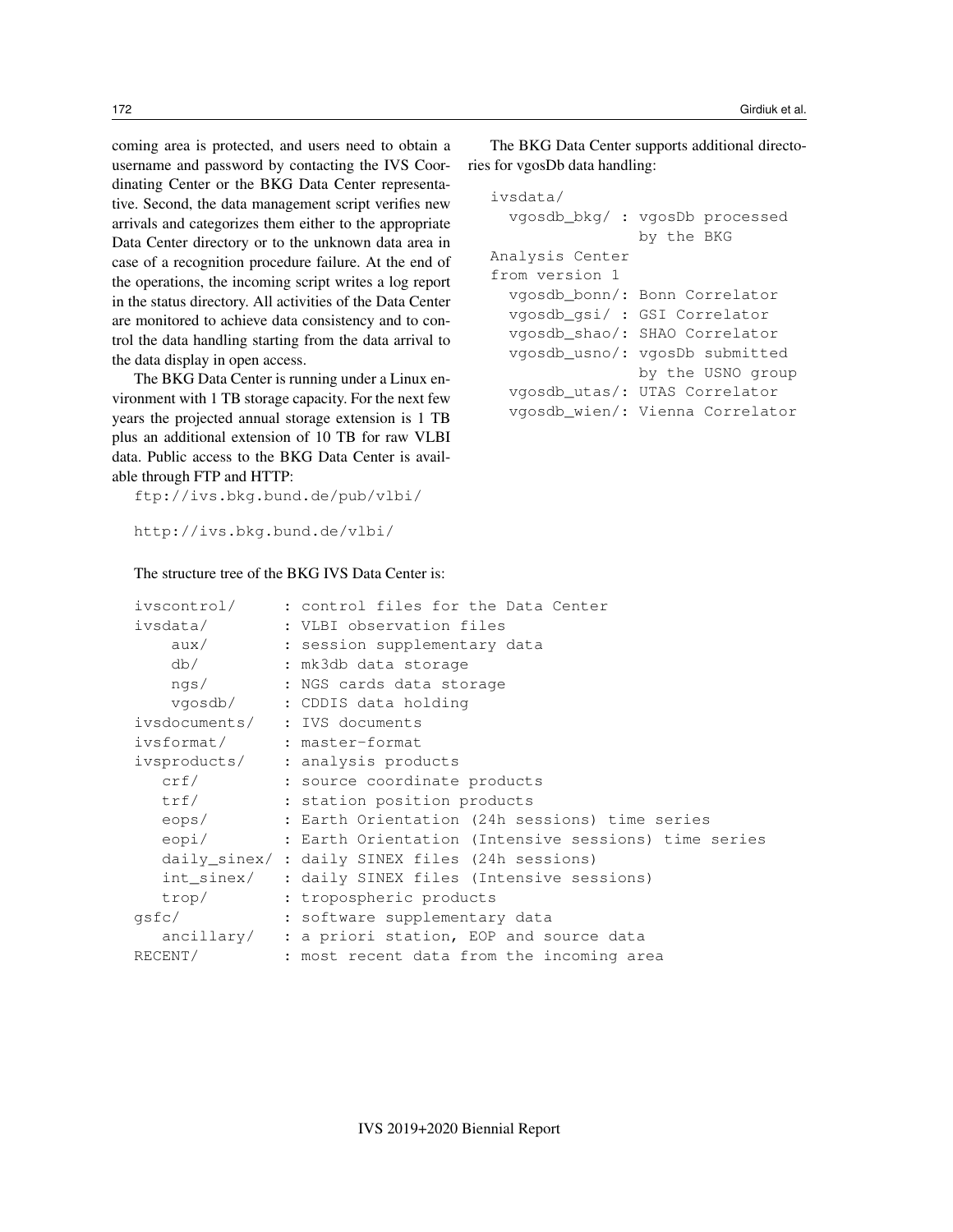coming area is protected, and users need to obtain a username and password by contacting the IVS Coordinating Center or the BKG Data Center representative. Second, the data management script verifies new arrivals and categorizes them either to the appropriate Data Center directory or to the unknown data area in case of a recognition procedure failure. At the end of the operations, the incoming script writes a log report in the status directory. All activities of the Data Center are monitored to achieve data consistency and to control the data handling starting from the data arrival to the data display in open access.

The BKG Data Center is running under a Linux environment with 1 TB storage capacity. For the next few years the projected annual storage extension is 1 TB plus an additional extension of 10 TB for raw VLBI data. Public access to the BKG Data Center is available through FTP and HTTP:

```
ftp://ivs.bkg.bund.de/pub/vlbi/

http://ivs.bkg.bund.de/vlbi/
```

The structure tree of the BKG IVS Data Center is:

```
ivscontrol/     : control files for the Data Center
ivsdata/        : VLBI observation files
    aux/        : session supplementary data
    db/         : mk3db data storage
    ngs/        : NGS cards data storage
    vgosdb/     : CDDIS data holding
ivsdocuments/   : IVS documents
ivsformat/      : master-format
ivsproducts/    : analysis products
   crf/         : source coordinate products
   trf/         : station position products
   eops/        : Earth Orientation (24h sessions) time series
   eopi/        : Earth Orientation (Intensive sessions) time series
   daily_sinex/ : daily SINEX files (24h sessions)
   int_sinex/   : daily SINEX files (Intensive sessions)
   trop/        : tropospheric products
gsfc/           : software supplementary data
   ancillary/   : a priori station, EOP and source data
RECENT/         : most recent data from the incoming area
```

The BKG Data Center supports additional directories for vgosDb data handling:

```
ivsdata/
  vgosdb_bkg/ : vgosDb processed
                by the BKG
Analysis Center
from version 1
  vgosdb_bonn/: Bonn Correlator
  vgosdb_gsi/ : GSI Correlator
  vgosdb_shao/: SHAO Correlator
  vgosdb_usno/: vgosDb submitted
                by the USNO group
  vgosdb_utas/: UTAS Correlator
  vgosdb_wien/: Vienna Correlator
```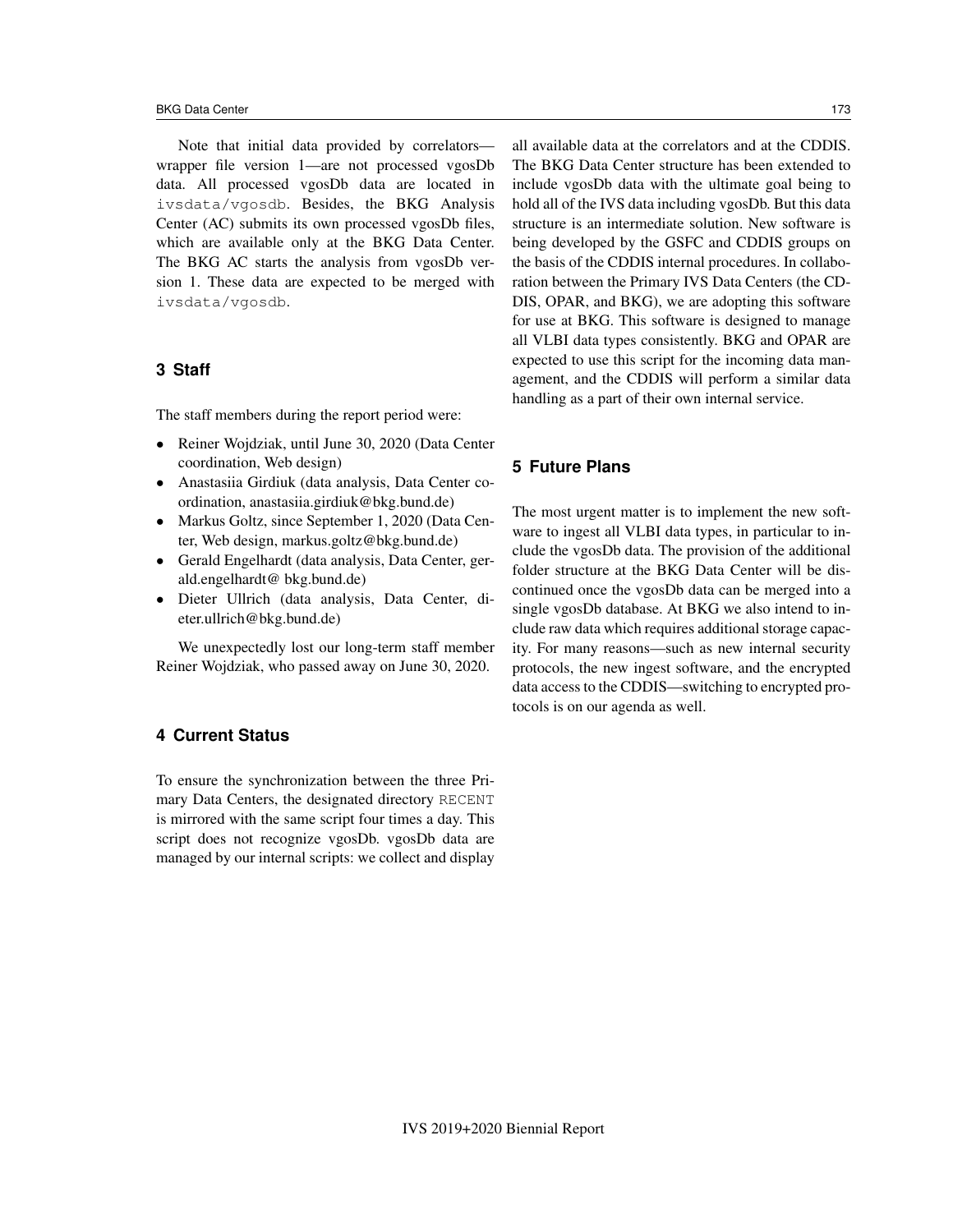Note that initial data provided by correlators—wrapper file version 1—are not processed vgosDb data. All processed vgosDb data are located in ivsdata/vgosdb. Besides, the BKG Analysis Center (AC) submits its own processed vgosDb files, which are available only at the BKG Data Center. The BKG AC starts the analysis from vgosDb version 1. These data are expected to be merged with ivsdata/vgosdb.

## 3 Staff

The staff members during the report period were:

- Reiner Wojdziak, until June 30, 2020 (Data Center coordination, Web design)
- Anastasiia Girdiuk (data analysis, Data Center coordination, anastasiia.girdiuk@bkg.bund.de)
- Markus Goltz, since September 1, 2020 (Data Center, Web design, markus.goltz@bkg.bund.de)
- Gerald Engelhardt (data analysis, Data Center, gerald.engelhardt@ bkg.bund.de)
- Dieter Ullrich (data analysis, Data Center, dieter.ullrich@bkg.bund.de)

We unexpectedly lost our long-term staff member Reiner Wojdziak, who passed away on June 30, 2020.

## 4 Current Status

To ensure the synchronization between the three Primary Data Centers, the designated directory RECENT is mirrored with the same script four times a day. This script does not recognize vgosDb. vgosDb data are managed by our internal scripts: we collect and display all available data at the correlators and at the CDDIS. The BKG Data Center structure has been extended to include vgosDb data with the ultimate goal being to hold all of the IVS data including vgosDb. But this data structure is an intermediate solution. New software is being developed by the GSFC and CDDIS groups on the basis of the CDDIS internal procedures. In collaboration between the Primary IVS Data Centers (the CDDIS, OPAR, and BKG), we are adopting this software for use at BKG. This software is designed to manage all VLBI data types consistently. BKG and OPAR are expected to use this script for the incoming data management, and the CDDIS will perform a similar data handling as a part of their own internal service.

## 5 Future Plans

The most urgent matter is to implement the new software to ingest all VLBI data types, in particular to include the vgosDb data. The provision of the additional folder structure at the BKG Data Center will be discontinued once the vgosDb data can be merged into a single vgosDb database. At BKG we also intend to include raw data which requires additional storage capacity. For many reasons—such as new internal security protocols, the new ingest software, and the encrypted data access to the CDDIS—switching to encrypted protocols is on our agenda as well.